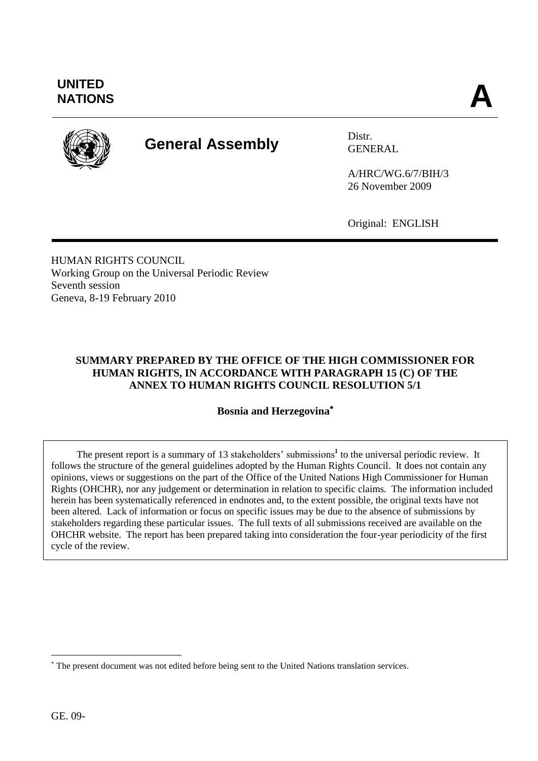UNITED NATIONS **A**

**General Assembly**

Distr.
GENERAL

A/HRC/WG.6/7/BIH/3
26 November 2009

Original: ENGLISH

HUMAN RIGHTS COUNCIL
Working Group on the Universal Periodic Review
Seventh session
Geneva, 8-19 February 2010

**SUMMARY PREPARED BY THE OFFICE OF THE HIGH COMMISSIONER FOR HUMAN RIGHTS, IN ACCORDANCE WITH PARAGRAPH 15 (C) OF THE ANNEX TO HUMAN RIGHTS COUNCIL RESOLUTION 5/1**

**Bosnia and Herzegovina***

The present report is a summary of 13 stakeholders' submissions[1] to the universal periodic review. It follows the structure of the general guidelines adopted by the Human Rights Council. It does not contain any opinions, views or suggestions on the part of the Office of the United Nations High Commissioner for Human Rights (OHCHR), nor any judgement or determination in relation to specific claims. The information included herein has been systematically referenced in endnotes and, to the extent possible, the original texts have not been altered. Lack of information or focus on specific issues may be due to the absence of submissions by stakeholders regarding these particular issues. The full texts of all submissions received are available on the OHCHR website. The report has been prepared taking into consideration the four-year periodicity of the first cycle of the review.

---

* The present document was not edited before being sent to the United Nations translation services.

GE. 09-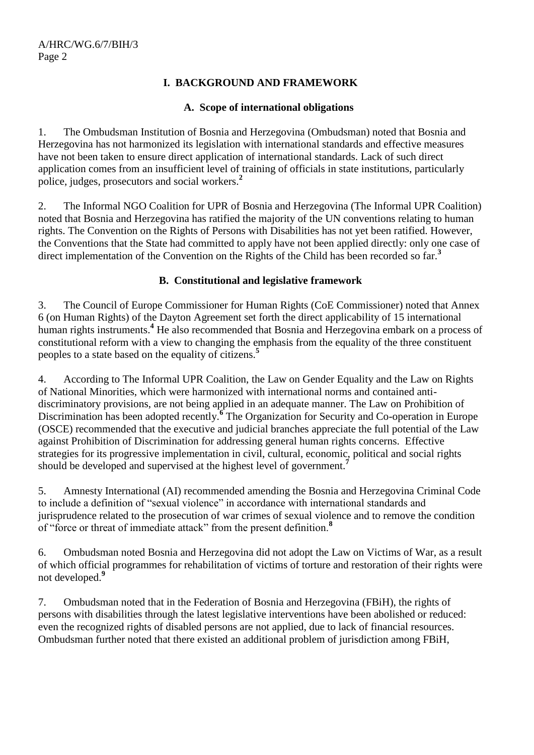## I. BACKGROUND AND FRAMEWORK

### A. Scope of international obligations

1. The Ombudsman Institution of Bosnia and Herzegovina (Ombudsman) noted that Bosnia and Herzegovina has not harmonized its legislation with international standards and effective measures have not been taken to ensure direct application of international standards. Lack of such direct application comes from an insufficient level of training of officials in state institutions, particularly police, judges, prosecutors and social workers.[2]

2. The Informal NGO Coalition for UPR of Bosnia and Herzegovina (The Informal UPR Coalition) noted that Bosnia and Herzegovina has ratified the majority of the UN conventions relating to human rights. The Convention on the Rights of Persons with Disabilities has not yet been ratified. However, the Conventions that the State had committed to apply have not been applied directly: only one case of direct implementation of the Convention on the Rights of the Child has been recorded so far.[3]

### B. Constitutional and legislative framework

3. The Council of Europe Commissioner for Human Rights (CoE Commissioner) noted that Annex 6 (on Human Rights) of the Dayton Agreement set forth the direct applicability of 15 international human rights instruments.[4] He also recommended that Bosnia and Herzegovina embark on a process of constitutional reform with a view to changing the emphasis from the equality of the three constituent peoples to a state based on the equality of citizens.[5]

4. According to The Informal UPR Coalition, the Law on Gender Equality and the Law on Rights of National Minorities, which were harmonized with international norms and contained anti-discriminatory provisions, are not being applied in an adequate manner. The Law on Prohibition of Discrimination has been adopted recently.[6] The Organization for Security and Co-operation in Europe (OSCE) recommended that the executive and judicial branches appreciate the full potential of the Law against Prohibition of Discrimination for addressing general human rights concerns. Effective strategies for its progressive implementation in civil, cultural, economic, political and social rights should be developed and supervised at the highest level of government.[7]

5. Amnesty International (AI) recommended amending the Bosnia and Herzegovina Criminal Code to include a definition of "sexual violence" in accordance with international standards and jurisprudence related to the prosecution of war crimes of sexual violence and to remove the condition of "force or threat of immediate attack" from the present definition.[8]

6. Ombudsman noted Bosnia and Herzegovina did not adopt the Law on Victims of War, as a result of which official programmes for rehabilitation of victims of torture and restoration of their rights were not developed.[9]

7. Ombudsman noted that in the Federation of Bosnia and Herzegovina (FBiH), the rights of persons with disabilities through the latest legislative interventions have been abolished or reduced: even the recognized rights of disabled persons are not applied, due to lack of financial resources. Ombudsman further noted that there existed an additional problem of jurisdiction among FBiH,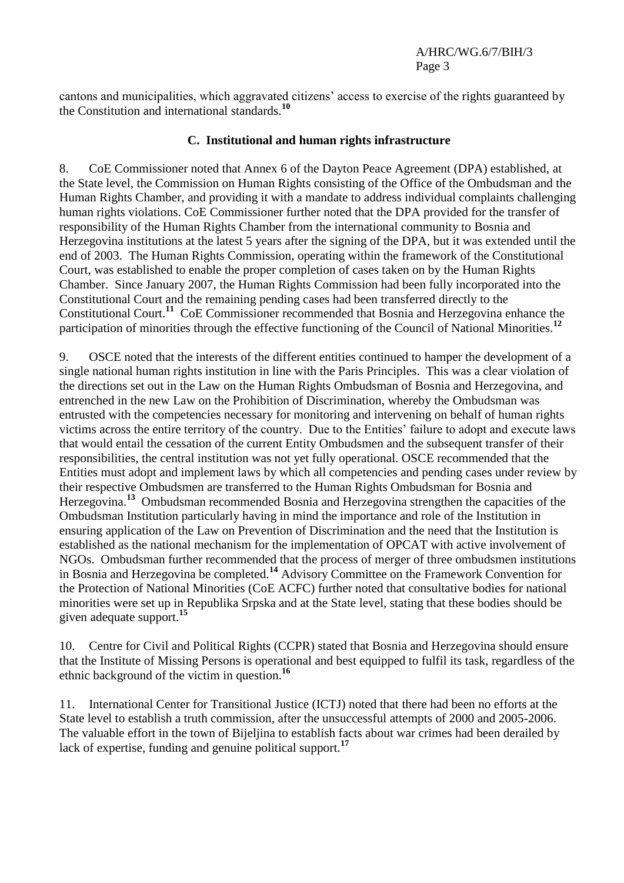cantons and municipalities, which aggravated citizens' access to exercise of the rights guaranteed by the Constitution and international standards.[10]

### C. Institutional and human rights infrastructure

8. CoE Commissioner noted that Annex 6 of the Dayton Peace Agreement (DPA) established, at the State level, the Commission on Human Rights consisting of the Office of the Ombudsman and the Human Rights Chamber, and providing it with a mandate to address individual complaints challenging human rights violations. CoE Commissioner further noted that the DPA provided for the transfer of responsibility of the Human Rights Chamber from the international community to Bosnia and Herzegovina institutions at the latest 5 years after the signing of the DPA, but it was extended until the end of 2003. The Human Rights Commission, operating within the framework of the Constitutional Court, was established to enable the proper completion of cases taken on by the Human Rights Chamber. Since January 2007, the Human Rights Commission had been fully incorporated into the Constitutional Court and the remaining pending cases had been transferred directly to the Constitutional Court.[11] CoE Commissioner recommended that Bosnia and Herzegovina enhance the participation of minorities through the effective functioning of the Council of National Minorities.[12]

9. OSCE noted that the interests of the different entities continued to hamper the development of a single national human rights institution in line with the Paris Principles. This was a clear violation of the directions set out in the Law on the Human Rights Ombudsman of Bosnia and Herzegovina, and entrenched in the new Law on the Prohibition of Discrimination, whereby the Ombudsman was entrusted with the competencies necessary for monitoring and intervening on behalf of human rights victims across the entire territory of the country. Due to the Entities' failure to adopt and execute laws that would entail the cessation of the current Entity Ombudsmen and the subsequent transfer of their responsibilities, the central institution was not yet fully operational. OSCE recommended that the Entities must adopt and implement laws by which all competencies and pending cases under review by their respective Ombudsmen are transferred to the Human Rights Ombudsman for Bosnia and Herzegovina.[13] Ombudsman recommended Bosnia and Herzegovina strengthen the capacities of the Ombudsman Institution particularly having in mind the importance and role of the Institution in ensuring application of the Law on Prevention of Discrimination and the need that the Institution is established as the national mechanism for the implementation of OPCAT with active involvement of NGOs. Ombudsman further recommended that the process of merger of three ombudsmen institutions in Bosnia and Herzegovina be completed.[14] Advisory Committee on the Framework Convention for the Protection of National Minorities (CoE ACFC) further noted that consultative bodies for national minorities were set up in Republika Srpska and at the State level, stating that these bodies should be given adequate support.[15]

10. Centre for Civil and Political Rights (CCPR) stated that Bosnia and Herzegovina should ensure that the Institute of Missing Persons is operational and best equipped to fulfil its task, regardless of the ethnic background of the victim in question.[16]

11. International Center for Transitional Justice (ICTJ) noted that there had been no efforts at the State level to establish a truth commission, after the unsuccessful attempts of 2000 and 2005-2006. The valuable effort in the town of Bijeljina to establish facts about war crimes had been derailed by lack of expertise, funding and genuine political support.[17]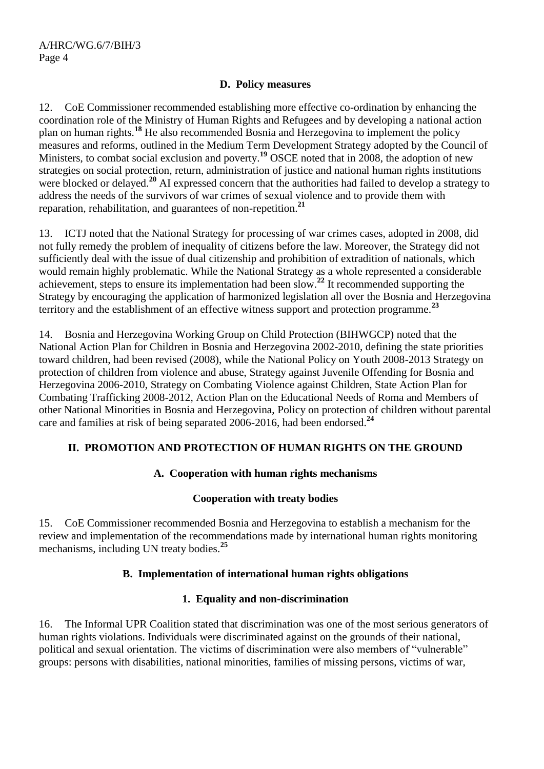### D. Policy measures

12. CoE Commissioner recommended establishing more effective co-ordination by enhancing the coordination role of the Ministry of Human Rights and Refugees and by developing a national action plan on human rights.[18] He also recommended Bosnia and Herzegovina to implement the policy measures and reforms, outlined in the Medium Term Development Strategy adopted by the Council of Ministers, to combat social exclusion and poverty.[19] OSCE noted that in 2008, the adoption of new strategies on social protection, return, administration of justice and national human rights institutions were blocked or delayed.[20] AI expressed concern that the authorities had failed to develop a strategy to address the needs of the survivors of war crimes of sexual violence and to provide them with reparation, rehabilitation, and guarantees of non-repetition.[21]

13. ICTJ noted that the National Strategy for processing of war crimes cases, adopted in 2008, did not fully remedy the problem of inequality of citizens before the law. Moreover, the Strategy did not sufficiently deal with the issue of dual citizenship and prohibition of extradition of nationals, which would remain highly problematic. While the National Strategy as a whole represented a considerable achievement, steps to ensure its implementation had been slow.[22] It recommended supporting the Strategy by encouraging the application of harmonized legislation all over the Bosnia and Herzegovina territory and the establishment of an effective witness support and protection programme.[23]

14. Bosnia and Herzegovina Working Group on Child Protection (BIHWGCP) noted that the National Action Plan for Children in Bosnia and Herzegovina 2002-2010, defining the state priorities toward children, had been revised (2008), while the National Policy on Youth 2008-2013 Strategy on protection of children from violence and abuse, Strategy against Juvenile Offending for Bosnia and Herzegovina 2006-2010, Strategy on Combating Violence against Children, State Action Plan for Combating Trafficking 2008-2012, Action Plan on the Educational Needs of Roma and Members of other National Minorities in Bosnia and Herzegovina, Policy on protection of children without parental care and families at risk of being separated 2006-2016, had been endorsed.[24]

## II. PROMOTION AND PROTECTION OF HUMAN RIGHTS ON THE GROUND

### A. Cooperation with human rights mechanisms

#### Cooperation with treaty bodies

15. CoE Commissioner recommended Bosnia and Herzegovina to establish a mechanism for the review and implementation of the recommendations made by international human rights monitoring mechanisms, including UN treaty bodies.[25]

### B. Implementation of international human rights obligations

#### 1. Equality and non-discrimination

16. The Informal UPR Coalition stated that discrimination was one of the most serious generators of human rights violations. Individuals were discriminated against on the grounds of their national, political and sexual orientation. The victims of discrimination were also members of "vulnerable" groups: persons with disabilities, national minorities, families of missing persons, victims of war,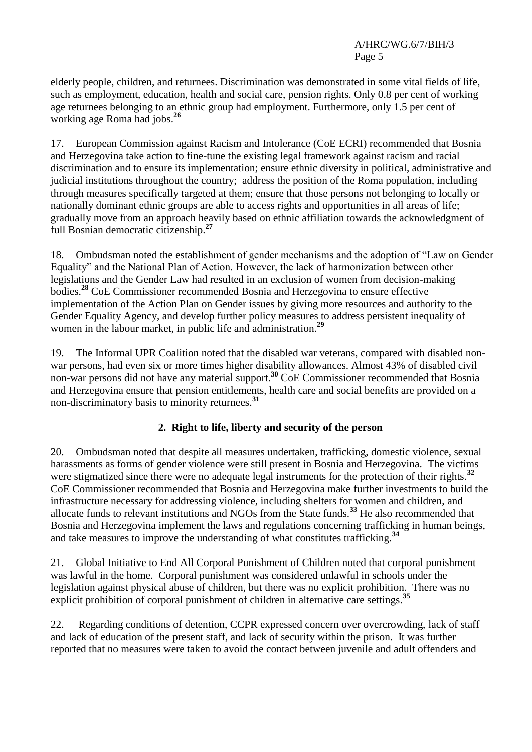elderly people, children, and returnees. Discrimination was demonstrated in some vital fields of life, such as employment, education, health and social care, pension rights. Only 0.8 per cent of working age returnees belonging to an ethnic group had employment. Furthermore, only 1.5 per cent of working age Roma had jobs.[26]

17. European Commission against Racism and Intolerance (CoE ECRI) recommended that Bosnia and Herzegovina take action to fine-tune the existing legal framework against racism and racial discrimination and to ensure its implementation; ensure ethnic diversity in political, administrative and judicial institutions throughout the country; address the position of the Roma population, including through measures specifically targeted at them; ensure that those persons not belonging to locally or nationally dominant ethnic groups are able to access rights and opportunities in all areas of life; gradually move from an approach heavily based on ethnic affiliation towards the acknowledgment of full Bosnian democratic citizenship.[27]

18. Ombudsman noted the establishment of gender mechanisms and the adoption of "Law on Gender Equality" and the National Plan of Action. However, the lack of harmonization between other legislations and the Gender Law had resulted in an exclusion of women from decision-making bodies.[28] CoE Commissioner recommended Bosnia and Herzegovina to ensure effective implementation of the Action Plan on Gender issues by giving more resources and authority to the Gender Equality Agency, and develop further policy measures to address persistent inequality of women in the labour market, in public life and administration.[29]

19. The Informal UPR Coalition noted that the disabled war veterans, compared with disabled non-war persons, had even six or more times higher disability allowances. Almost 43% of disabled civil non-war persons did not have any material support.[30] CoE Commissioner recommended that Bosnia and Herzegovina ensure that pension entitlements, health care and social benefits are provided on a non-discriminatory basis to minority returnees.[31]

### 2. Right to life, liberty and security of the person

20. Ombudsman noted that despite all measures undertaken, trafficking, domestic violence, sexual harassments as forms of gender violence were still present in Bosnia and Herzegovina. The victims were stigmatized since there were no adequate legal instruments for the protection of their rights.[32] CoE Commissioner recommended that Bosnia and Herzegovina make further investments to build the infrastructure necessary for addressing violence, including shelters for women and children, and allocate funds to relevant institutions and NGOs from the State funds.[33] He also recommended that Bosnia and Herzegovina implement the laws and regulations concerning trafficking in human beings, and take measures to improve the understanding of what constitutes trafficking.[34]

21. Global Initiative to End All Corporal Punishment of Children noted that corporal punishment was lawful in the home. Corporal punishment was considered unlawful in schools under the legislation against physical abuse of children, but there was no explicit prohibition. There was no explicit prohibition of corporal punishment of children in alternative care settings.[35]

22. Regarding conditions of detention, CCPR expressed concern over overcrowding, lack of staff and lack of education of the present staff, and lack of security within the prison. It was further reported that no measures were taken to avoid the contact between juvenile and adult offenders and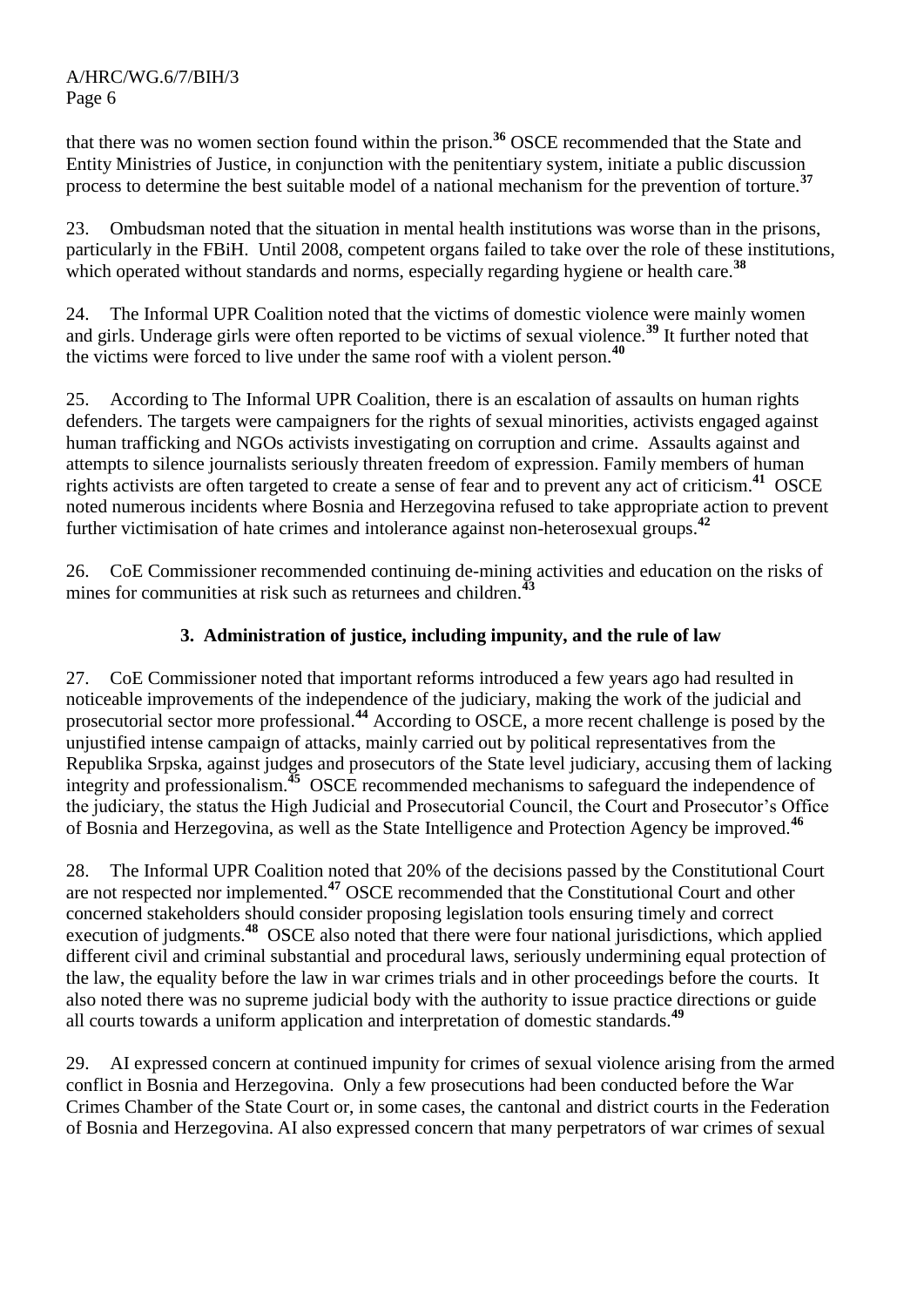that there was no women section found within the prison.[36] OSCE recommended that the State and Entity Ministries of Justice, in conjunction with the penitentiary system, initiate a public discussion process to determine the best suitable model of a national mechanism for the prevention of torture.[37]

23. Ombudsman noted that the situation in mental health institutions was worse than in the prisons, particularly in the FBiH. Until 2008, competent organs failed to take over the role of these institutions, which operated without standards and norms, especially regarding hygiene or health care.[38]

24. The Informal UPR Coalition noted that the victims of domestic violence were mainly women and girls. Underage girls were often reported to be victims of sexual violence.[39] It further noted that the victims were forced to live under the same roof with a violent person.[40]

25. According to The Informal UPR Coalition, there is an escalation of assaults on human rights defenders. The targets were campaigners for the rights of sexual minorities, activists engaged against human trafficking and NGOs activists investigating on corruption and crime. Assaults against and attempts to silence journalists seriously threaten freedom of expression. Family members of human rights activists are often targeted to create a sense of fear and to prevent any act of criticism.[41] OSCE noted numerous incidents where Bosnia and Herzegovina refused to take appropriate action to prevent further victimisation of hate crimes and intolerance against non-heterosexual groups.[42]

26. CoE Commissioner recommended continuing de-mining activities and education on the risks of mines for communities at risk such as returnees and children.[43]

### 3. Administration of justice, including impunity, and the rule of law

27. CoE Commissioner noted that important reforms introduced a few years ago had resulted in noticeable improvements of the independence of the judiciary, making the work of the judicial and prosecutorial sector more professional.[44] According to OSCE, a more recent challenge is posed by the unjustified intense campaign of attacks, mainly carried out by political representatives from the Republika Srpska, against judges and prosecutors of the State level judiciary, accusing them of lacking integrity and professionalism.[45] OSCE recommended mechanisms to safeguard the independence of the judiciary, the status the High Judicial and Prosecutorial Council, the Court and Prosecutor's Office of Bosnia and Herzegovina, as well as the State Intelligence and Protection Agency be improved.[46]

28. The Informal UPR Coalition noted that 20% of the decisions passed by the Constitutional Court are not respected nor implemented.[47] OSCE recommended that the Constitutional Court and other concerned stakeholders should consider proposing legislation tools ensuring timely and correct execution of judgments.[48] OSCE also noted that there were four national jurisdictions, which applied different civil and criminal substantial and procedural laws, seriously undermining equal protection of the law, the equality before the law in war crimes trials and in other proceedings before the courts. It also noted there was no supreme judicial body with the authority to issue practice directions or guide all courts towards a uniform application and interpretation of domestic standards.[49]

29. AI expressed concern at continued impunity for crimes of sexual violence arising from the armed conflict in Bosnia and Herzegovina. Only a few prosecutions had been conducted before the War Crimes Chamber of the State Court or, in some cases, the cantonal and district courts in the Federation of Bosnia and Herzegovina. AI also expressed concern that many perpetrators of war crimes of sexual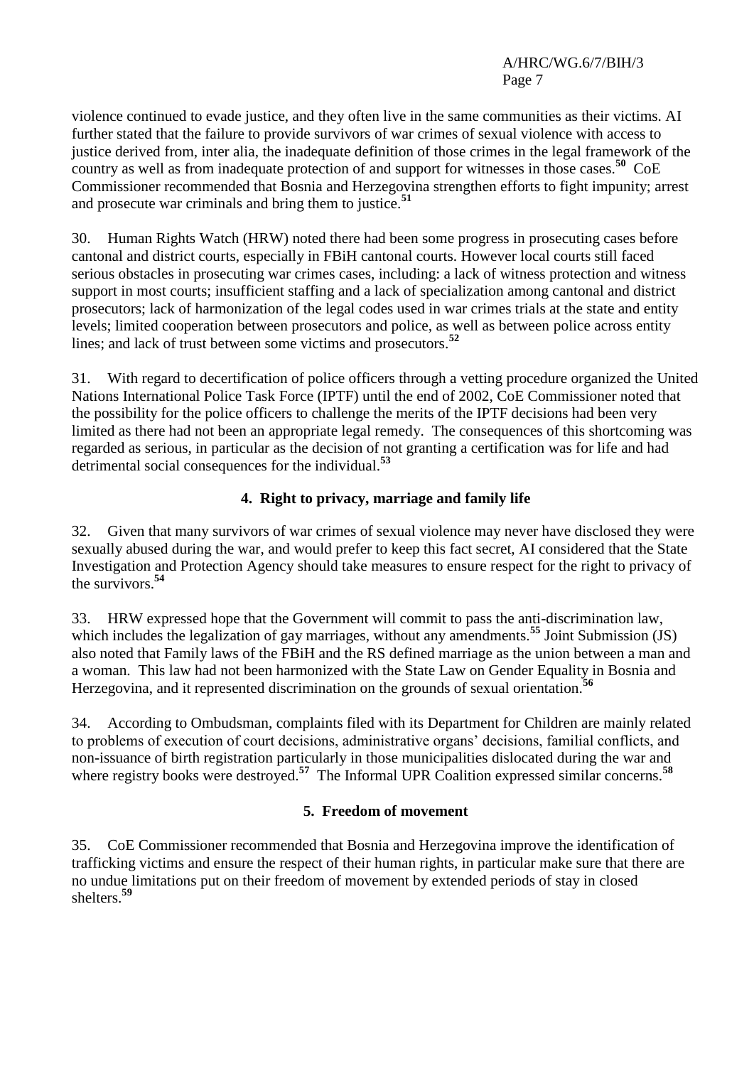violence continued to evade justice, and they often live in the same communities as their victims. AI further stated that the failure to provide survivors of war crimes of sexual violence with access to justice derived from, inter alia, the inadequate definition of those crimes in the legal framework of the country as well as from inadequate protection of and support for witnesses in those cases.[50] CoE Commissioner recommended that Bosnia and Herzegovina strengthen efforts to fight impunity; arrest and prosecute war criminals and bring them to justice.[51]

30. Human Rights Watch (HRW) noted there had been some progress in prosecuting cases before cantonal and district courts, especially in FBiH cantonal courts. However local courts still faced serious obstacles in prosecuting war crimes cases, including: a lack of witness protection and witness support in most courts; insufficient staffing and a lack of specialization among cantonal and district prosecutors; lack of harmonization of the legal codes used in war crimes trials at the state and entity levels; limited cooperation between prosecutors and police, as well as between police across entity lines; and lack of trust between some victims and prosecutors.[52]

31. With regard to decertification of police officers through a vetting procedure organized the United Nations International Police Task Force (IPTF) until the end of 2002, CoE Commissioner noted that the possibility for the police officers to challenge the merits of the IPTF decisions had been very limited as there had not been an appropriate legal remedy. The consequences of this shortcoming was regarded as serious, in particular as the decision of not granting a certification was for life and had detrimental social consequences for the individual.[53]

## 4. Right to privacy, marriage and family life

32. Given that many survivors of war crimes of sexual violence may never have disclosed they were sexually abused during the war, and would prefer to keep this fact secret, AI considered that the State Investigation and Protection Agency should take measures to ensure respect for the right to privacy of the survivors.[54]

33. HRW expressed hope that the Government will commit to pass the anti-discrimination law, which includes the legalization of gay marriages, without any amendments.[55] Joint Submission (JS) also noted that Family laws of the FBiH and the RS defined marriage as the union between a man and a woman. This law had not been harmonized with the State Law on Gender Equality in Bosnia and Herzegovina, and it represented discrimination on the grounds of sexual orientation.[56]

34. According to Ombudsman, complaints filed with its Department for Children are mainly related to problems of execution of court decisions, administrative organs' decisions, familial conflicts, and non-issuance of birth registration particularly in those municipalities dislocated during the war and where registry books were destroyed.[57] The Informal UPR Coalition expressed similar concerns.[58]

## 5. Freedom of movement

35. CoE Commissioner recommended that Bosnia and Herzegovina improve the identification of trafficking victims and ensure the respect of their human rights, in particular make sure that there are no undue limitations put on their freedom of movement by extended periods of stay in closed shelters.[59]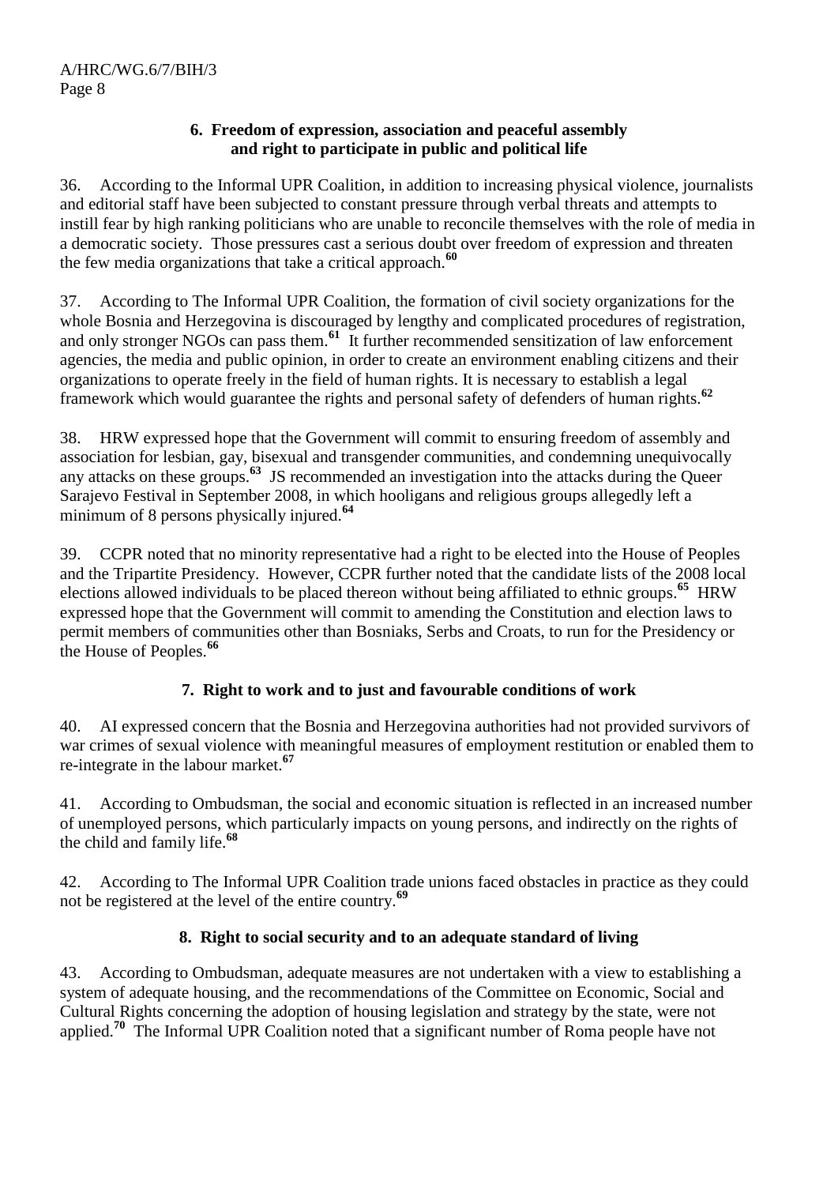### 6. Freedom of expression, association and peaceful assembly and right to participate in public and political life

36. According to the Informal UPR Coalition, in addition to increasing physical violence, journalists and editorial staff have been subjected to constant pressure through verbal threats and attempts to instill fear by high ranking politicians who are unable to reconcile themselves with the role of media in a democratic society. Those pressures cast a serious doubt over freedom of expression and threaten the few media organizations that take a critical approach.[60]

37. According to The Informal UPR Coalition, the formation of civil society organizations for the whole Bosnia and Herzegovina is discouraged by lengthy and complicated procedures of registration, and only stronger NGOs can pass them.[61] It further recommended sensitization of law enforcement agencies, the media and public opinion, in order to create an environment enabling citizens and their organizations to operate freely in the field of human rights. It is necessary to establish a legal framework which would guarantee the rights and personal safety of defenders of human rights.[62]

38. HRW expressed hope that the Government will commit to ensuring freedom of assembly and association for lesbian, gay, bisexual and transgender communities, and condemning unequivocally any attacks on these groups.[63] JS recommended an investigation into the attacks during the Queer Sarajevo Festival in September 2008, in which hooligans and religious groups allegedly left a minimum of 8 persons physically injured.[64]

39. CCPR noted that no minority representative had a right to be elected into the House of Peoples and the Tripartite Presidency. However, CCPR further noted that the candidate lists of the 2008 local elections allowed individuals to be placed thereon without being affiliated to ethnic groups.[65] HRW expressed hope that the Government will commit to amending the Constitution and election laws to permit members of communities other than Bosniaks, Serbs and Croats, to run for the Presidency or the House of Peoples.[66]

### 7. Right to work and to just and favourable conditions of work

40. AI expressed concern that the Bosnia and Herzegovina authorities had not provided survivors of war crimes of sexual violence with meaningful measures of employment restitution or enabled them to re-integrate in the labour market.[67]

41. According to Ombudsman, the social and economic situation is reflected in an increased number of unemployed persons, which particularly impacts on young persons, and indirectly on the rights of the child and family life.[68]

42. According to The Informal UPR Coalition trade unions faced obstacles in practice as they could not be registered at the level of the entire country.[69]

### 8. Right to social security and to an adequate standard of living

43. According to Ombudsman, adequate measures are not undertaken with a view to establishing a system of adequate housing, and the recommendations of the Committee on Economic, Social and Cultural Rights concerning the adoption of housing legislation and strategy by the state, were not applied.[70] The Informal UPR Coalition noted that a significant number of Roma people have not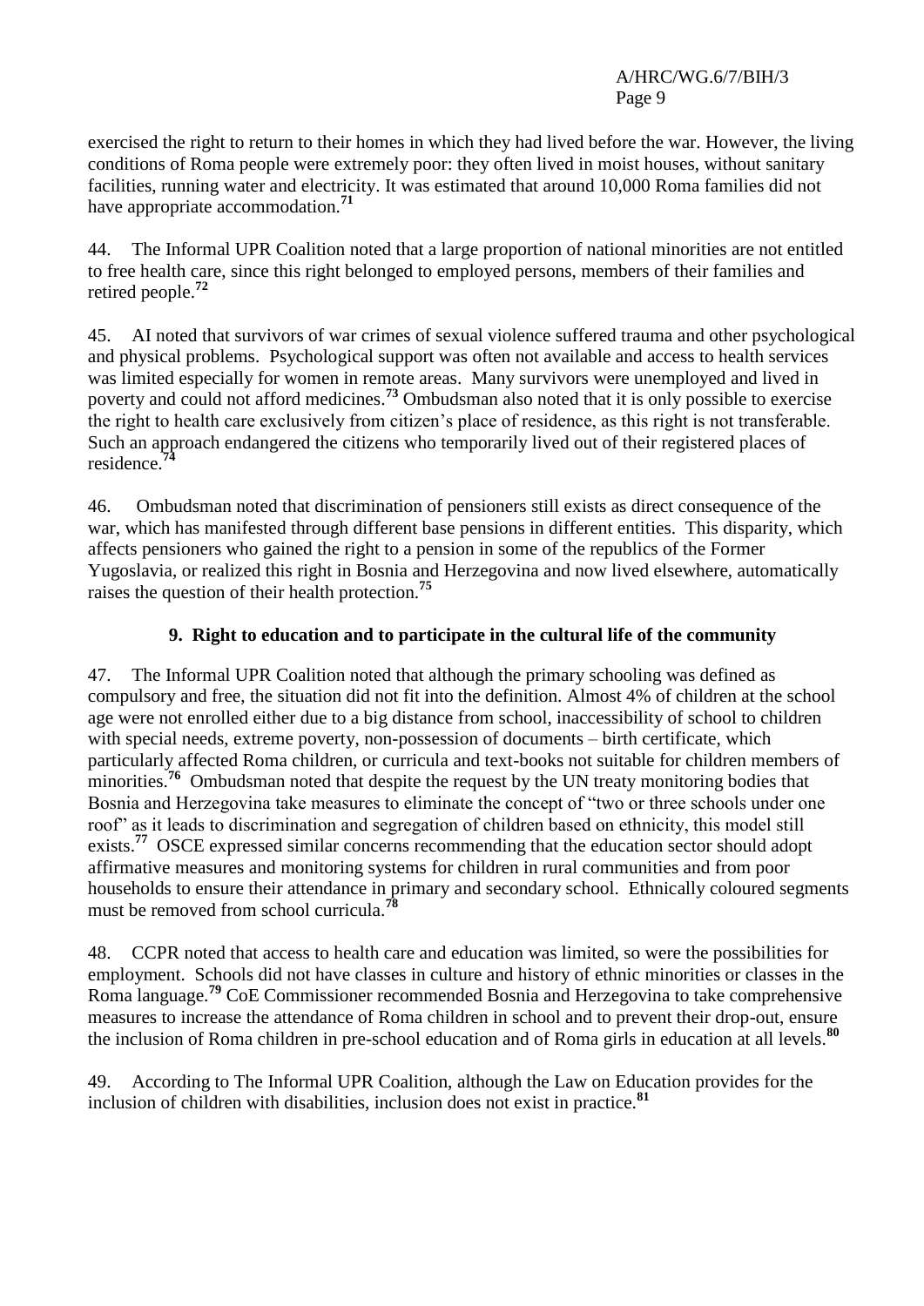exercised the right to return to their homes in which they had lived before the war. However, the living conditions of Roma people were extremely poor: they often lived in moist houses, without sanitary facilities, running water and electricity. It was estimated that around 10,000 Roma families did not have appropriate accommodation.[71]

44. The Informal UPR Coalition noted that a large proportion of national minorities are not entitled to free health care, since this right belonged to employed persons, members of their families and retired people.[72]

45. AI noted that survivors of war crimes of sexual violence suffered trauma and other psychological and physical problems. Psychological support was often not available and access to health services was limited especially for women in remote areas. Many survivors were unemployed and lived in poverty and could not afford medicines.[73] Ombudsman also noted that it is only possible to exercise the right to health care exclusively from citizen's place of residence, as this right is not transferable. Such an approach endangered the citizens who temporarily lived out of their registered places of residence.[74]

46. Ombudsman noted that discrimination of pensioners still exists as direct consequence of the war, which has manifested through different base pensions in different entities. This disparity, which affects pensioners who gained the right to a pension in some of the republics of the Former Yugoslavia, or realized this right in Bosnia and Herzegovina and now lived elsewhere, automatically raises the question of their health protection.[75]

### 9. Right to education and to participate in the cultural life of the community

47. The Informal UPR Coalition noted that although the primary schooling was defined as compulsory and free, the situation did not fit into the definition. Almost 4% of children at the school age were not enrolled either due to a big distance from school, inaccessibility of school to children with special needs, extreme poverty, non-possession of documents – birth certificate, which particularly affected Roma children, or curricula and text-books not suitable for children members of minorities.[76] Ombudsman noted that despite the request by the UN treaty monitoring bodies that Bosnia and Herzegovina take measures to eliminate the concept of "two or three schools under one roof" as it leads to discrimination and segregation of children based on ethnicity, this model still exists.[77] OSCE expressed similar concerns recommending that the education sector should adopt affirmative measures and monitoring systems for children in rural communities and from poor households to ensure their attendance in primary and secondary school. Ethnically coloured segments must be removed from school curricula.[78]

48. CCPR noted that access to health care and education was limited, so were the possibilities for employment. Schools did not have classes in culture and history of ethnic minorities or classes in the Roma language.[79] CoE Commissioner recommended Bosnia and Herzegovina to take comprehensive measures to increase the attendance of Roma children in school and to prevent their drop-out, ensure the inclusion of Roma children in pre-school education and of Roma girls in education at all levels.[80]

49. According to The Informal UPR Coalition, although the Law on Education provides for the inclusion of children with disabilities, inclusion does not exist in practice.[81]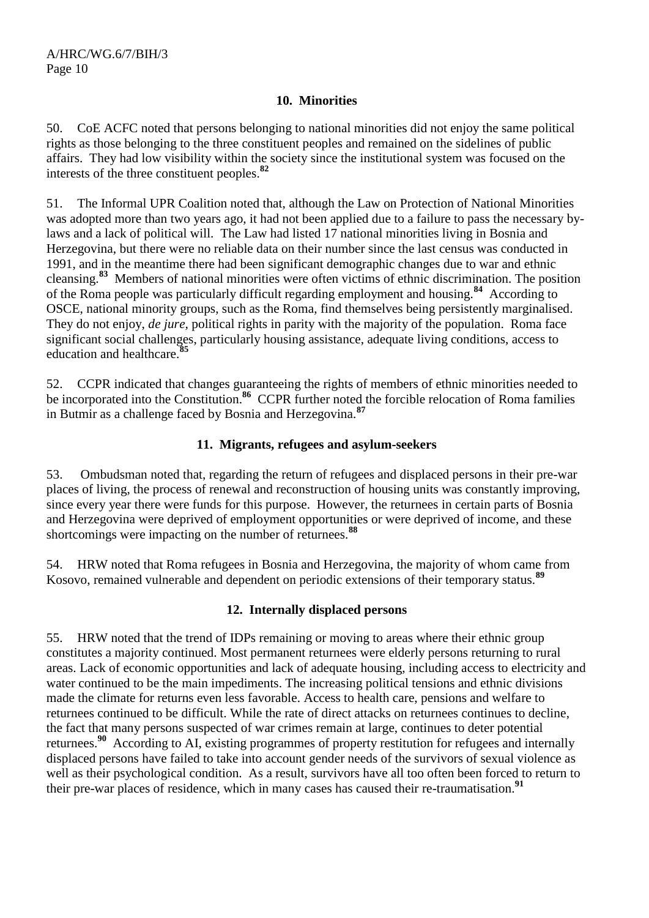### 10. Minorities

50. CoE ACFC noted that persons belonging to national minorities did not enjoy the same political rights as those belonging to the three constituent peoples and remained on the sidelines of public affairs. They had low visibility within the society since the institutional system was focused on the interests of the three constituent peoples.[82]

51. The Informal UPR Coalition noted that, although the Law on Protection of National Minorities was adopted more than two years ago, it had not been applied due to a failure to pass the necessary by-laws and a lack of political will. The Law had listed 17 national minorities living in Bosnia and Herzegovina, but there were no reliable data on their number since the last census was conducted in 1991, and in the meantime there had been significant demographic changes due to war and ethnic cleansing.[83] Members of national minorities were often victims of ethnic discrimination. The position of the Roma people was particularly difficult regarding employment and housing.[84] According to OSCE, national minority groups, such as the Roma, find themselves being persistently marginalised. They do not enjoy, *de jure*, political rights in parity with the majority of the population. Roma face significant social challenges, particularly housing assistance, adequate living conditions, access to education and healthcare.[85]

52. CCPR indicated that changes guaranteeing the rights of members of ethnic minorities needed to be incorporated into the Constitution.[86] CCPR further noted the forcible relocation of Roma families in Butmir as a challenge faced by Bosnia and Herzegovina.[87]

### 11. Migrants, refugees and asylum-seekers

53. Ombudsman noted that, regarding the return of refugees and displaced persons in their pre-war places of living, the process of renewal and reconstruction of housing units was constantly improving, since every year there were funds for this purpose. However, the returnees in certain parts of Bosnia and Herzegovina were deprived of employment opportunities or were deprived of income, and these shortcomings were impacting on the number of returnees.[88]

54. HRW noted that Roma refugees in Bosnia and Herzegovina, the majority of whom came from Kosovo, remained vulnerable and dependent on periodic extensions of their temporary status.[89]

### 12. Internally displaced persons

55. HRW noted that the trend of IDPs remaining or moving to areas where their ethnic group constitutes a majority continued. Most permanent returnees were elderly persons returning to rural areas. Lack of economic opportunities and lack of adequate housing, including access to electricity and water continued to be the main impediments. The increasing political tensions and ethnic divisions made the climate for returns even less favorable. Access to health care, pensions and welfare to returnees continued to be difficult. While the rate of direct attacks on returnees continues to decline, the fact that many persons suspected of war crimes remain at large, continues to deter potential returnees.[90] According to AI, existing programmes of property restitution for refugees and internally displaced persons have failed to take into account gender needs of the survivors of sexual violence as well as their psychological condition. As a result, survivors have all too often been forced to return to their pre-war places of residence, which in many cases has caused their re-traumatisation.[91]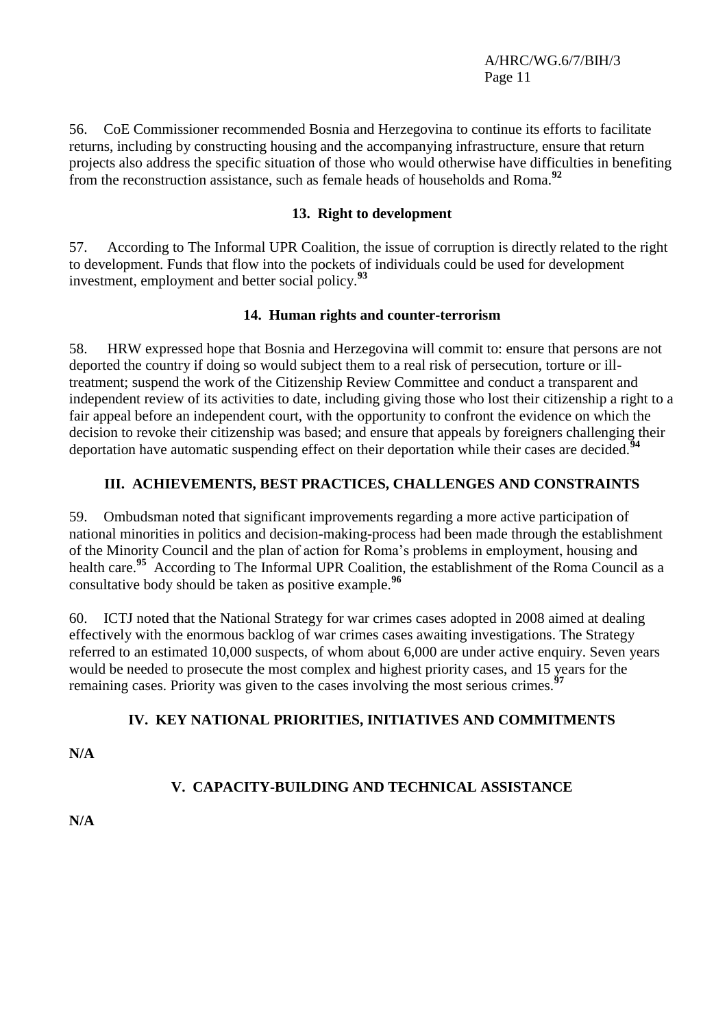56. CoE Commissioner recommended Bosnia and Herzegovina to continue its efforts to facilitate returns, including by constructing housing and the accompanying infrastructure, ensure that return projects also address the specific situation of those who would otherwise have difficulties in benefiting from the reconstruction assistance, such as female heads of households and Roma.[92]

### 13. Right to development

57. According to The Informal UPR Coalition, the issue of corruption is directly related to the right to development. Funds that flow into the pockets of individuals could be used for development investment, employment and better social policy.[93]

### 14. Human rights and counter-terrorism

58. HRW expressed hope that Bosnia and Herzegovina will commit to: ensure that persons are not deported the country if doing so would subject them to a real risk of persecution, torture or ill-treatment; suspend the work of the Citizenship Review Committee and conduct a transparent and independent review of its activities to date, including giving those who lost their citizenship a right to a fair appeal before an independent court, with the opportunity to confront the evidence on which the decision to revoke their citizenship was based; and ensure that appeals by foreigners challenging their deportation have automatic suspending effect on their deportation while their cases are decided.[94]

## III. ACHIEVEMENTS, BEST PRACTICES, CHALLENGES AND CONSTRAINTS

59. Ombudsman noted that significant improvements regarding a more active participation of national minorities in politics and decision-making-process had been made through the establishment of the Minority Council and the plan of action for Roma's problems in employment, housing and health care.[95] According to The Informal UPR Coalition, the establishment of the Roma Council as a consultative body should be taken as positive example.[96]

60. ICTJ noted that the National Strategy for war crimes cases adopted in 2008 aimed at dealing effectively with the enormous backlog of war crimes cases awaiting investigations. The Strategy referred to an estimated 10,000 suspects, of whom about 6,000 are under active enquiry. Seven years would be needed to prosecute the most complex and highest priority cases, and 15 years for the remaining cases. Priority was given to the cases involving the most serious crimes.[97]

## IV. KEY NATIONAL PRIORITIES, INITIATIVES AND COMMITMENTS

**N/A**

## V. CAPACITY-BUILDING AND TECHNICAL ASSISTANCE

**N/A**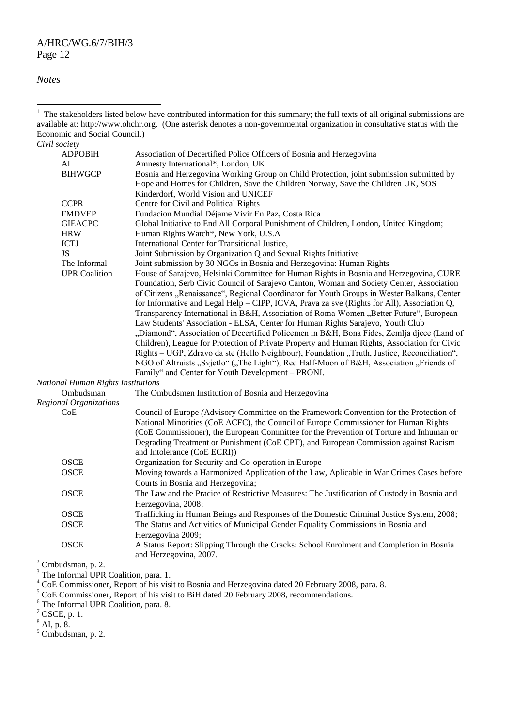*Notes*

[1] The stakeholders listed below have contributed information for this summary; the full texts of all original submissions are available at: http://www.ohchr.org. (One asterisk denotes a non-governmental organization in consultative status with the Economic and Social Council.)

*Civil society*

| | |
|---|---|
| ADPOBiH | Association of Decertified Police Officers of Bosnia and Herzegovina |
| AI | Amnesty International*, London, UK |
| BIHWGCP | Bosnia and Herzegovina Working Group on Child Protection, joint submission submitted by Hope and Homes for Children, Save the Children Norway, Save the Children UK, SOS Kinderdorf, World Vision and UNICEF |
| CCPR | Centre for Civil and Political Rights |
| FMDVEP | Fundacion Mundial Déjame Vivir En Paz, Costa Rica |
| GIEACPC | Global Initiative to End All Corporal Punishment of Children, London, United Kingdom; |
| HRW | Human Rights Watch*, New York, U.S.A |
| ICTJ | International Center for Transitional Justice, |
| JS | Joint Submission by Organization Q and Sexual Rights Initiative |
| The Informal UPR Coalition | Joint submission by 30 NGOs in Bosnia and Herzegovina: Human Rights House of Sarajevo, Helsinki Committee for Human Rights in Bosnia and Herzegovina, CURE Foundation, Serb Civic Council of Sarajevo Canton, Woman and Society Center, Association of Citizens „Renaissance", Regional Coordinator for Youth Groups in Wester Balkans, Center for Informative and Legal Help – CIPP, ICVA, Prava za sve (Rights for All), Association Q, Transparency International in B&H, Association of Roma Women „Better Future", European Law Students' Association - ELSA, Center for Human Rights Sarajevo, Youth Club „Diamond", Association of Decertified Policemen in B&H, Bona Fides, Zemlja djece (Land of Children), League for Protection of Private Property and Human Rights, Association for Civic Rights – UGP, Zdravo da ste (Hello Neighbour), Foundation „Truth, Justice, Reconciliation", NGO of Altruists „Svjetlo" („The Light"), Red Half-Moon of B&H, Association „Friends of Family" and Center for Youth Development – PRONI. |

*National Human Rights Institutions*

| | |
|---|---|
| Ombudsman | The Ombudsmen Institution of Bosnia and Herzegovina |

*Regional Organizations*

| | |
|---|---|
| CoE | Council of Europe (Advisory Committee on the Framework Convention for the Protection of National Minorities (CoE ACFC), the Council of Europe Commissioner for Human Rights (CoE Commissioner), the European Committee for the Prevention of Torture and Inhuman or Degrading Treatment or Punishment (CoE CPT), and European Commission against Racism and Intolerance (CoE ECRI)) |
| OSCE | Organization for Security and Co-operation in Europe |
| OSCE | Moving towards a Harmonized Application of the Law, Aplicable in War Crimes Cases before Courts in Bosnia and Herzegovina; |
| OSCE | The Law and the Pracice of Restrictive Measures: The Justification of Custody in Bosnia and Herzegovina, 2008; |
| OSCE | Trafficking in Human Beings and Responses of the Domestic Criminal Justice System, 2008; |
| OSCE | The Status and Activities of Municipal Gender Equality Commissions in Bosnia and Herzegovina 2009; |
| OSCE | A Status Report: Slipping Through the Cracks: School Enrolment and Completion in Bosnia and Herzegovina, 2007. |

[2] Ombudsman, p. 2.

[3] The Informal UPR Coalition, para. 1.

[4] CoE Commissioner, Report of his visit to Bosnia and Herzegovina dated 20 February 2008, para. 8.

[5] CoE Commissioner, Report of his visit to BiH dated 20 February 2008, recommendations.

[6] The Informal UPR Coalition, para. 8.

[7] OSCE, p. 1.

[8] AI, p. 8.

[9] Ombudsman, p. 2.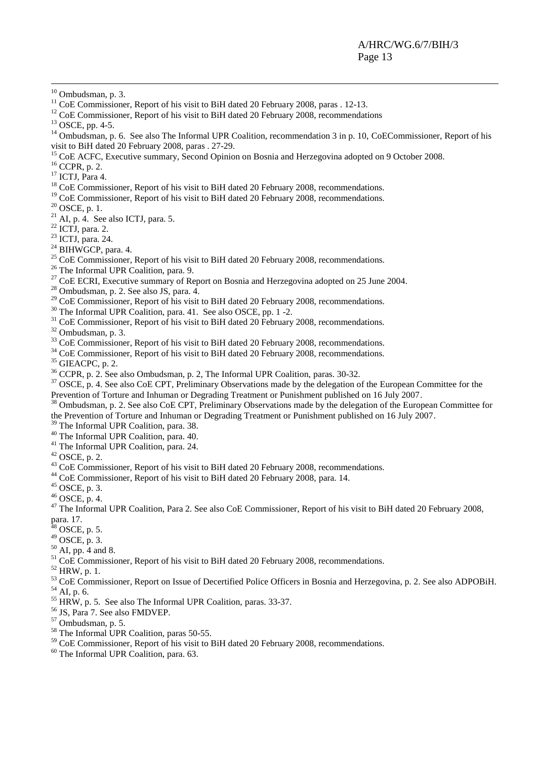[10] Ombudsman, p. 3.

[11] CoE Commissioner, Report of his visit to BiH dated 20 February 2008, paras . 12-13.

[12] CoE Commissioner, Report of his visit to BiH dated 20 February 2008, recommendations

[13] OSCE, pp. 4-5.

[14] Ombudsman, p. 6. See also The Informal UPR Coalition, recommendation 3 in p. 10, CoECommissioner, Report of his visit to BiH dated 20 February 2008, paras . 27-29.

[15] CoE ACFC, Executive summary, Second Opinion on Bosnia and Herzegovina adopted on 9 October 2008.

[16] CCPR, p. 2.

[17] ICTJ, Para 4.

[18] CoE Commissioner, Report of his visit to BiH dated 20 February 2008, recommendations.

[19] CoE Commissioner, Report of his visit to BiH dated 20 February 2008, recommendations.

[20] OSCE, p. 1.

[21] AI, p. 4. See also ICTJ, para. 5.

[22] ICTJ, para. 2.

[23] ICTJ, para. 24.

[24] BIHWGCP, para. 4.

[25] CoE Commissioner, Report of his visit to BiH dated 20 February 2008, recommendations.

[26] The Informal UPR Coalition, para. 9.

[27] CoE ECRI, Executive summary of Report on Bosnia and Herzegovina adopted on 25 June 2004.

[28] Ombudsman, p. 2. See also JS, para. 4.

[29] CoE Commissioner, Report of his visit to BiH dated 20 February 2008, recommendations.

[30] The Informal UPR Coalition, para. 41. See also OSCE, pp. 1 -2.

[31] CoE Commissioner, Report of his visit to BiH dated 20 February 2008, recommendations.

[32] Ombudsman, p. 3.

[33] CoE Commissioner, Report of his visit to BiH dated 20 February 2008, recommendations.

[34] CoE Commissioner, Report of his visit to BiH dated 20 February 2008, recommendations.

[35] GIEACPC, p. 2.

[36] CCPR, p. 2. See also Ombudsman, p. 2, The Informal UPR Coalition, paras. 30-32.

[37] OSCE, p. 4. See also CoE CPT, Preliminary Observations made by the delegation of the European Committee for the Prevention of Torture and Inhuman or Degrading Treatment or Punishment published on 16 July 2007.

[38] Ombudsman, p. 2. See also CoE CPT, Preliminary Observations made by the delegation of the European Committee for the Prevention of Torture and Inhuman or Degrading Treatment or Punishment published on 16 July 2007.

[39] The Informal UPR Coalition, para. 38.

[40] The Informal UPR Coalition, para. 40.

[41] The Informal UPR Coalition, para. 24.

[42] OSCE, p. 2.

[43] CoE Commissioner, Report of his visit to BiH dated 20 February 2008, recommendations.

[44] CoE Commissioner, Report of his visit to BiH dated 20 February 2008, para. 14.

[45] OSCE, p. 3.

[46] OSCE, p. 4.

[47] The Informal UPR Coalition, Para 2. See also CoE Commissioner, Report of his visit to BiH dated 20 February 2008, para. 17.

[48] OSCE, p. 5.

[49] OSCE, p. 3.

[50] AI, pp. 4 and 8.

[51] CoE Commissioner, Report of his visit to BiH dated 20 February 2008, recommendations.

[52] HRW, p. 1.

[53] CoE Commissioner, Report on Issue of Decertified Police Officers in Bosnia and Herzegovina, p. 2. See also ADPOBiH.

[54] AI, p. 6.

[55] HRW, p. 5. See also The Informal UPR Coalition, paras. 33-37.

[56] JS, Para 7. See also FMDVEP.

[57] Ombudsman, p. 5.

[58] The Informal UPR Coalition, paras 50-55.

[59] CoE Commissioner, Report of his visit to BiH dated 20 February 2008, recommendations.

[60] The Informal UPR Coalition, para. 63.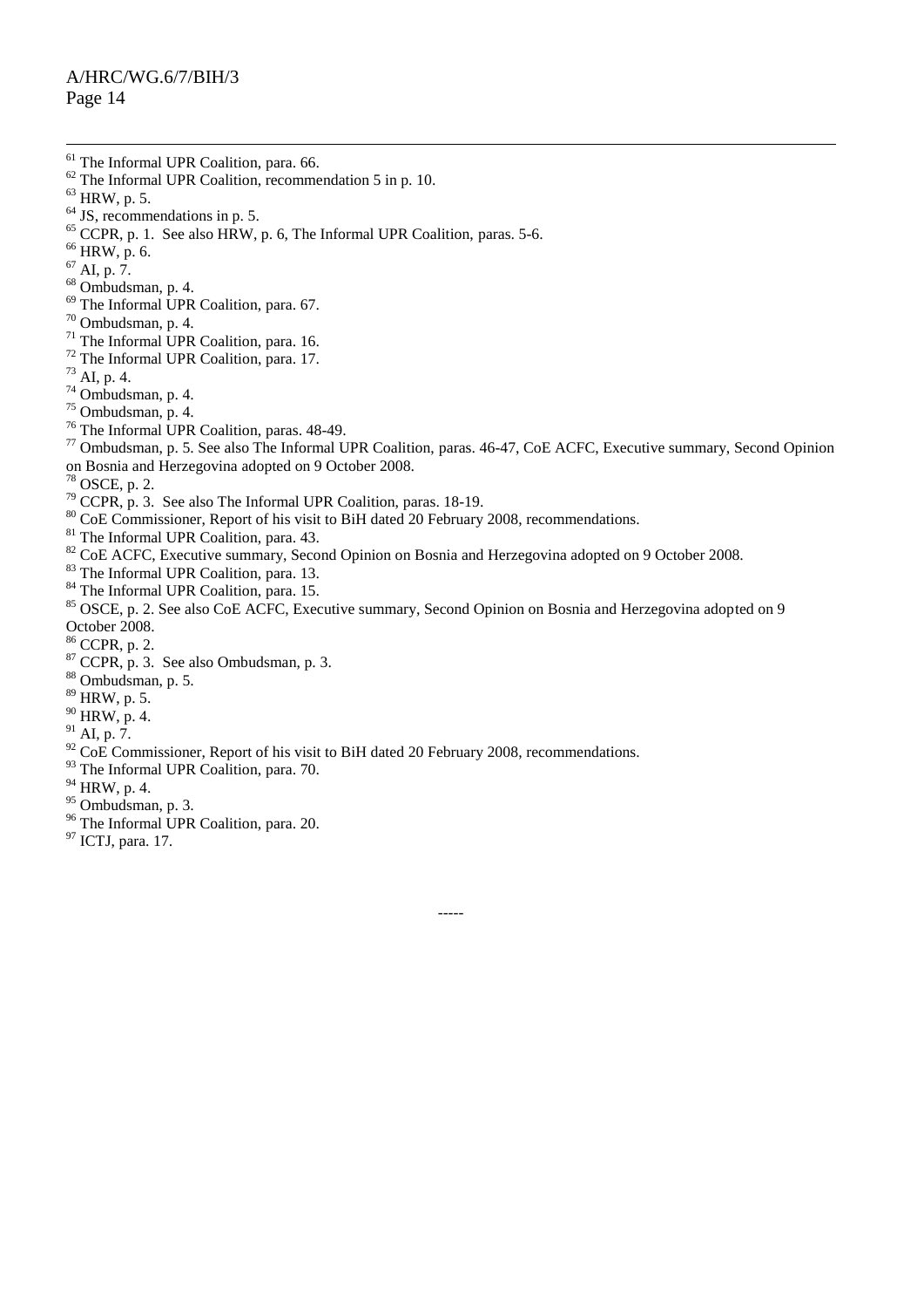[61] The Informal UPR Coalition, para. 66.
[62] The Informal UPR Coalition, recommendation 5 in p. 10.
[63] HRW, p. 5.
[64] JS, recommendations in p. 5.
[65] CCPR, p. 1. See also HRW, p. 6, The Informal UPR Coalition, paras. 5-6.
[66] HRW, p. 6.
[67] AI, p. 7.
[68] Ombudsman, p. 4.
[69] The Informal UPR Coalition, para. 67.
[70] Ombudsman, p. 4.
[71] The Informal UPR Coalition, para. 16.
[72] The Informal UPR Coalition, para. 17.
[73] AI, p. 4.
[74] Ombudsman, p. 4.
[75] Ombudsman, p. 4.
[76] The Informal UPR Coalition, paras. 48-49.
[77] Ombudsman, p. 5. See also The Informal UPR Coalition, paras. 46-47, CoE ACFC, Executive summary, Second Opinion on Bosnia and Herzegovina adopted on 9 October 2008.
[78] OSCE, p. 2.
[79] CCPR, p. 3. See also The Informal UPR Coalition, paras. 18-19.
[80] CoE Commissioner, Report of his visit to BiH dated 20 February 2008, recommendations.
[81] The Informal UPR Coalition, para. 43.
[82] CoE ACFC, Executive summary, Second Opinion on Bosnia and Herzegovina adopted on 9 October 2008.
[83] The Informal UPR Coalition, para. 13.
[84] The Informal UPR Coalition, para. 15.
[85] OSCE, p. 2. See also CoE ACFC, Executive summary, Second Opinion on Bosnia and Herzegovina adopted on 9 October 2008.
[86] CCPR, p. 2.
[87] CCPR, p. 3. See also Ombudsman, p. 3.
[88] Ombudsman, p. 5.
[89] HRW, p. 5.
[90] HRW, p. 4.
[91] AI, p. 7.
[92] CoE Commissioner, Report of his visit to BiH dated 20 February 2008, recommendations.
[93] The Informal UPR Coalition, para. 70.
[94] HRW, p. 4.
[95] Ombudsman, p. 3.
[96] The Informal UPR Coalition, para. 20.
[97] ICTJ, para. 17.

-----